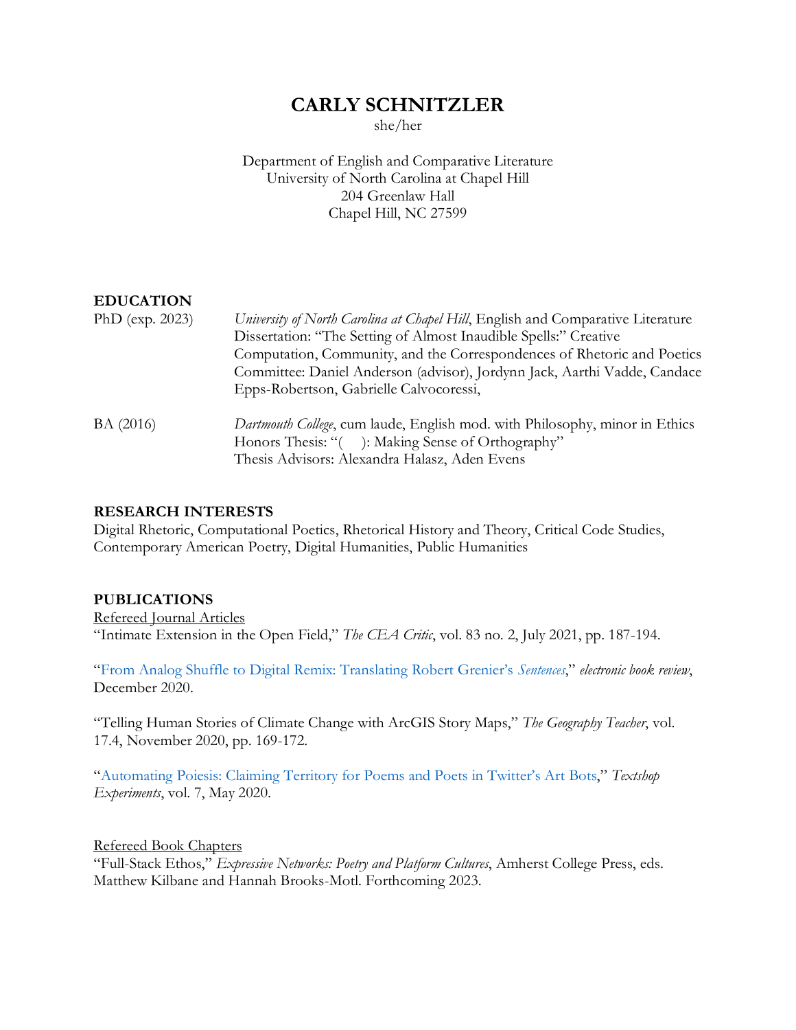# CARLY SCHNITZLER

she/her

Department of English and Comparative Literature
University of North Carolina at Chapel Hill
204 Greenlaw Hall
Chapel Hill, NC 27599

## EDUCATION

PhD (exp. 2023) — *University of North Carolina at Chapel Hill*, English and Comparative Literature
Dissertation: "The Setting of Almost Inaudible Spells:" Creative Computation, Community, and the Correspondences of Rhetoric and Poetics
Committee: Daniel Anderson (advisor), Jordynn Jack, Aarthi Vadde, Candace Epps-Robertson, Gabrielle Calvocoressi,

BA (2016) — *Dartmouth College*, cum laude, English mod. with Philosophy, minor in Ethics
Honors Thesis: "(    ): Making Sense of Orthography"
Thesis Advisors: Alexandra Halasz, Aden Evens

## RESEARCH INTERESTS

Digital Rhetoric, Computational Poetics, Rhetorical History and Theory, Critical Code Studies, Contemporary American Poetry, Digital Humanities, Public Humanities

## PUBLICATIONS

<u>Refereed Journal Articles</u>

"Intimate Extension in the Open Field," *The CEA Critic*, vol. 83 no. 2, July 2021, pp. 187-194.

"From Analog Shuffle to Digital Remix: Translating Robert Grenier's *Sentences*," *electronic book review*, December 2020.

"Telling Human Stories of Climate Change with ArcGIS Story Maps," *The Geography Teacher*, vol. 17.4, November 2020, pp. 169-172.

"Automating Poiesis: Claiming Territory for Poems and Poets in Twitter's Art Bots," *Textshop Experiments*, vol. 7, May 2020.

<u>Refereed Book Chapters</u>

"Full-Stack Ethos," *Expressive Networks: Poetry and Platform Cultures*, Amherst College Press, eds. Matthew Kilbane and Hannah Brooks-Motl. Forthcoming 2023.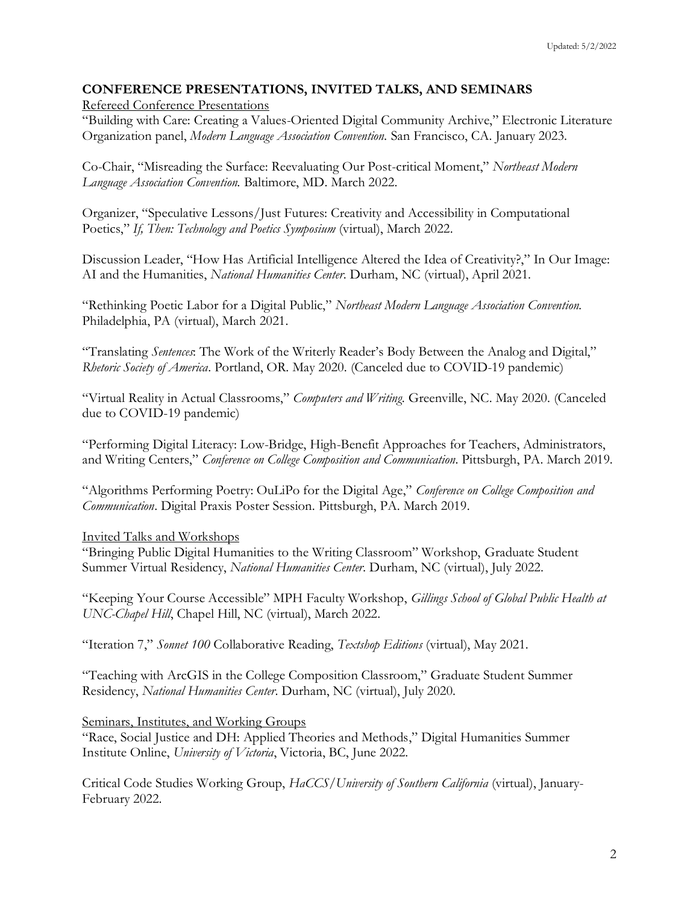## CONFERENCE PRESENTATIONS, INVITED TALKS, AND SEMINARS

Refereed Conference Presentations

"Building with Care: Creating a Values-Oriented Digital Community Archive," Electronic Literature Organization panel, *Modern Language Association Convention*. San Francisco, CA. January 2023.

Co-Chair, "Misreading the Surface: Reevaluating Our Post-critical Moment," *Northeast Modern Language Association Convention*. Baltimore, MD. March 2022.

Organizer, "Speculative Lessons/Just Futures: Creativity and Accessibility in Computational Poetics," *If, Then: Technology and Poetics Symposium* (virtual), March 2022.

Discussion Leader, "How Has Artificial Intelligence Altered the Idea of Creativity?," In Our Image: AI and the Humanities, *National Humanities Center*. Durham, NC (virtual), April 2021.

"Rethinking Poetic Labor for a Digital Public," *Northeast Modern Language Association Convention*. Philadelphia, PA (virtual), March 2021.

"Translating *Sentences*: The Work of the Writerly Reader's Body Between the Analog and Digital," *Rhetoric Society of America*. Portland, OR. May 2020. (Canceled due to COVID-19 pandemic)

"Virtual Reality in Actual Classrooms," *Computers and Writing*. Greenville, NC. May 2020. (Canceled due to COVID-19 pandemic)

"Performing Digital Literacy: Low-Bridge, High-Benefit Approaches for Teachers, Administrators, and Writing Centers," *Conference on College Composition and Communication*. Pittsburgh, PA. March 2019.

"Algorithms Performing Poetry: OuLiPo for the Digital Age," *Conference on College Composition and Communication*. Digital Praxis Poster Session. Pittsburgh, PA. March 2019.

Invited Talks and Workshops

"Bringing Public Digital Humanities to the Writing Classroom" Workshop, Graduate Student Summer Virtual Residency, *National Humanities Center*. Durham, NC (virtual), July 2022.

"Keeping Your Course Accessible" MPH Faculty Workshop, *Gillings School of Global Public Health at UNC-Chapel Hill*, Chapel Hill, NC (virtual), March 2022.

"Iteration 7," *Sonnet 100* Collaborative Reading, *Textshop Editions* (virtual), May 2021.

"Teaching with ArcGIS in the College Composition Classroom," Graduate Student Summer Residency, *National Humanities Center*. Durham, NC (virtual), July 2020.

Seminars, Institutes, and Working Groups

"Race, Social Justice and DH: Applied Theories and Methods," Digital Humanities Summer Institute Online, *University of Victoria*, Victoria, BC, June 2022.

Critical Code Studies Working Group, *HaCCS/University of Southern California* (virtual), January-February 2022.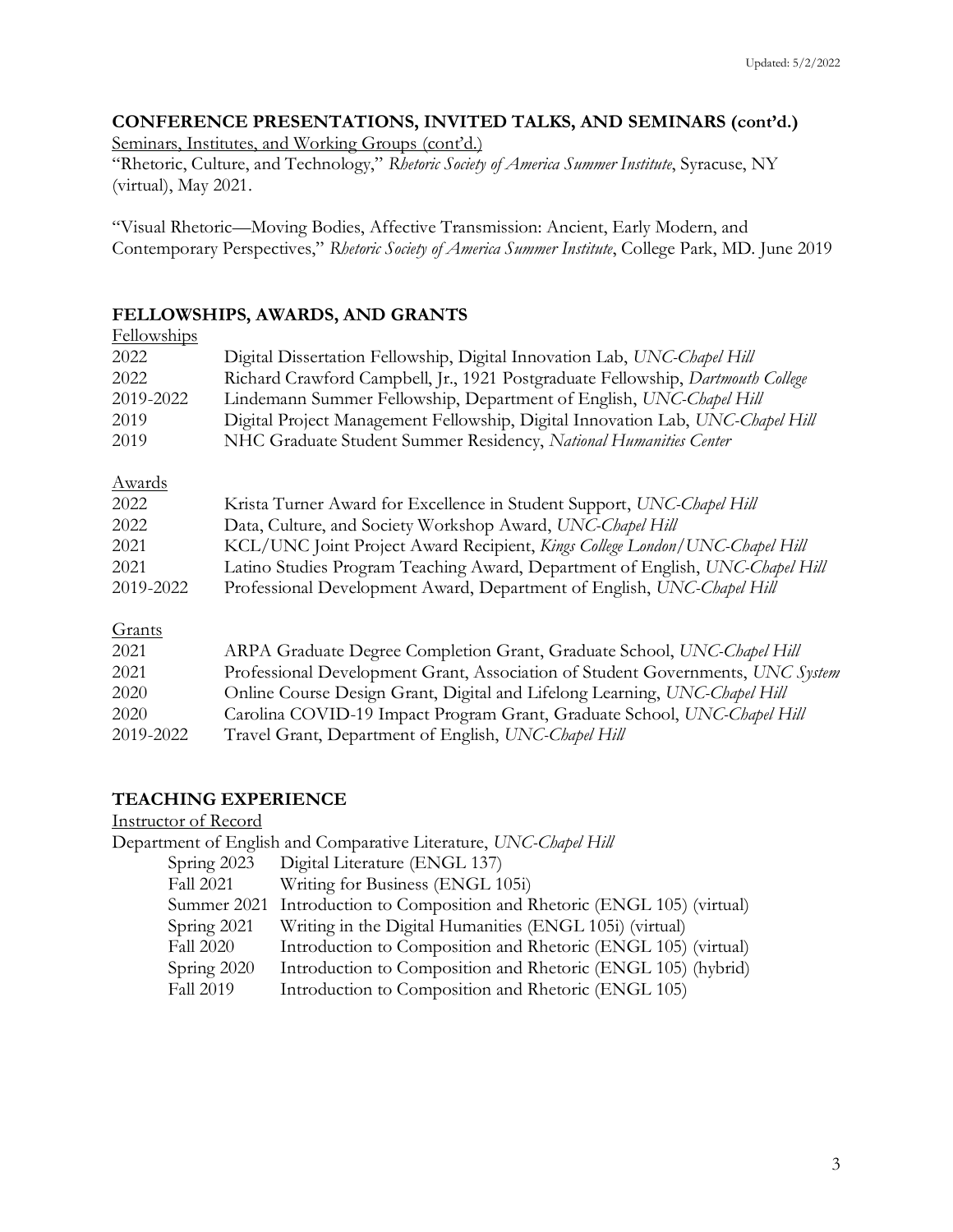## CONFERENCE PRESENTATIONS, INVITED TALKS, AND SEMINARS (cont'd.)

Seminars, Institutes, and Working Groups (cont'd.)

"Rhetoric, Culture, and Technology," *Rhetoric Society of America Summer Institute*, Syracuse, NY (virtual), May 2021.

"Visual Rhetoric—Moving Bodies, Affective Transmission: Ancient, Early Modern, and Contemporary Perspectives," *Rhetoric Society of America Summer Institute*, College Park, MD. June 2019

## FELLOWSHIPS, AWARDS, AND GRANTS

Fellowships

| | |
|---|---|
| 2022 | Digital Dissertation Fellowship, Digital Innovation Lab, *UNC-Chapel Hill* |
| 2022 | Richard Crawford Campbell, Jr., 1921 Postgraduate Fellowship, *Dartmouth College* |
| 2019-2022 | Lindemann Summer Fellowship, Department of English, *UNC-Chapel Hill* |
| 2019 | Digital Project Management Fellowship, Digital Innovation Lab, *UNC-Chapel Hill* |
| 2019 | NHC Graduate Student Summer Residency, *National Humanities Center* |

Awards

| | |
|---|---|
| 2022 | Krista Turner Award for Excellence in Student Support, *UNC-Chapel Hill* |
| 2022 | Data, Culture, and Society Workshop Award, *UNC-Chapel Hill* |
| 2021 | KCL/UNC Joint Project Award Recipient, *Kings College London/UNC-Chapel Hill* |
| 2021 | Latino Studies Program Teaching Award, Department of English, *UNC-Chapel Hill* |
| 2019-2022 | Professional Development Award, Department of English, *UNC-Chapel Hill* |

Grants

| | |
|---|---|
| 2021 | ARPA Graduate Degree Completion Grant, Graduate School, *UNC-Chapel Hill* |
| 2021 | Professional Development Grant, Association of Student Governments, *UNC System* |
| 2020 | Online Course Design Grant, Digital and Lifelong Learning, *UNC-Chapel Hill* |
| 2020 | Carolina COVID-19 Impact Program Grant, Graduate School, *UNC-Chapel Hill* |
| 2019-2022 | Travel Grant, Department of English, *UNC-Chapel Hill* |

## TEACHING EXPERIENCE

Instructor of Record

Department of English and Comparative Literature, *UNC-Chapel Hill*

| | |
|---|---|
| Spring 2023 | Digital Literature (ENGL 137) |
| Fall 2021 | Writing for Business (ENGL 105i) |
| Summer 2021 | Introduction to Composition and Rhetoric (ENGL 105) (virtual) |
| Spring 2021 | Writing in the Digital Humanities (ENGL 105i) (virtual) |
| Fall 2020 | Introduction to Composition and Rhetoric (ENGL 105) (virtual) |
| Spring 2020 | Introduction to Composition and Rhetoric (ENGL 105) (hybrid) |
| Fall 2019 | Introduction to Composition and Rhetoric (ENGL 105) |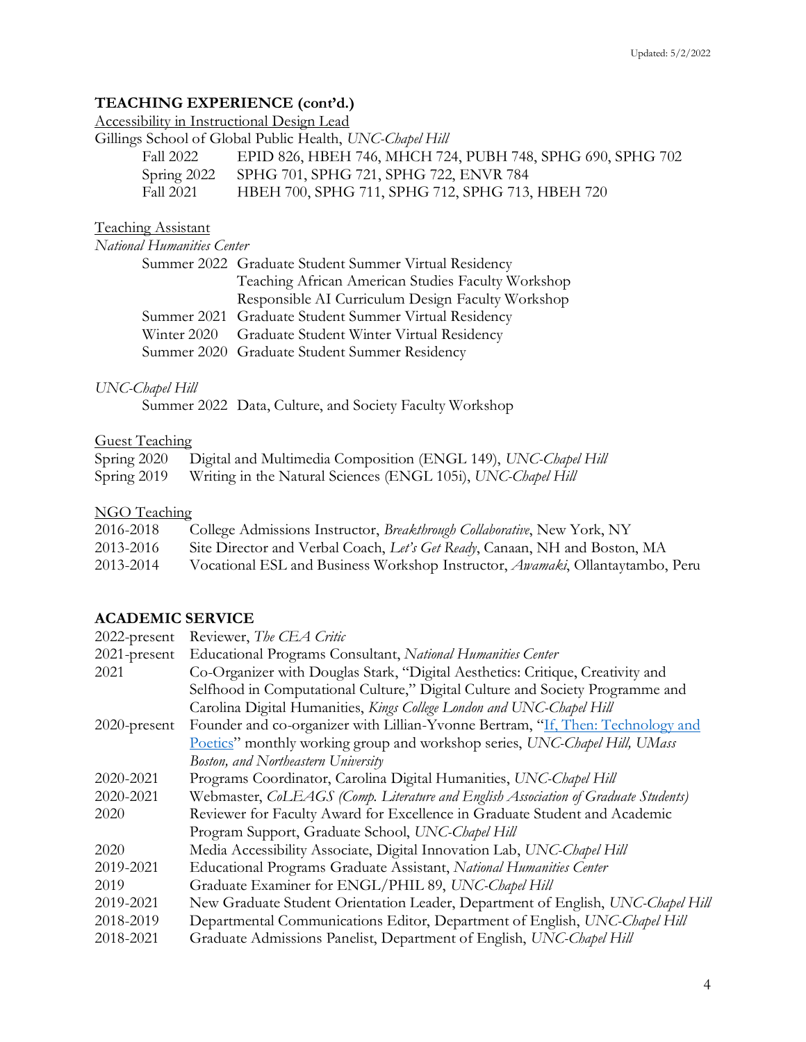## TEACHING EXPERIENCE (cont'd.)

Accessibility in Instructional Design Lead

Gillings School of Global Public Health, *UNC-Chapel Hill*

| | |
|---|---|
| Fall 2022 | EPID 826, HBEH 746, MHCH 724, PUBH 748, SPHG 690, SPHG 702 |
| Spring 2022 | SPHG 701, SPHG 721, SPHG 722, ENVR 784 |
| Fall 2021 | HBEH 700, SPHG 711, SPHG 712, SPHG 713, HBEH 720 |

Teaching Assistant

*National Humanities Center*

| | |
|---|---|
| Summer 2022 | Graduate Student Summer Virtual Residency |
| | Teaching African American Studies Faculty Workshop |
| | Responsible AI Curriculum Design Faculty Workshop |
| Summer 2021 | Graduate Student Summer Virtual Residency |
| Winter 2020 | Graduate Student Winter Virtual Residency |
| Summer 2020 | Graduate Student Summer Residency |

*UNC-Chapel Hill*

| | |
|---|---|
| Summer 2022 | Data, Culture, and Society Faculty Workshop |

Guest Teaching

| | |
|---|---|
| Spring 2020 | Digital and Multimedia Composition (ENGL 149), *UNC-Chapel Hill* |
| Spring 2019 | Writing in the Natural Sciences (ENGL 105i), *UNC-Chapel Hill* |

NGO Teaching

| | |
|---|---|
| 2016-2018 | College Admissions Instructor, *Breakthrough Collaborative*, New York, NY |
| 2013-2016 | Site Director and Verbal Coach, *Let's Get Ready*, Canaan, NH and Boston, MA |
| 2013-2014 | Vocational ESL and Business Workshop Instructor, *Awamaki*, Ollantaytambo, Peru |

## ACADEMIC SERVICE

| | |
|---|---|
| 2022-present | Reviewer, *The CEA Critic* |
| 2021-present | Educational Programs Consultant, *National Humanities Center* |
| 2021 | Co-Organizer with Douglas Stark, "Digital Aesthetics: Critique, Creativity and Selfhood in Computational Culture," Digital Culture and Society Programme and Carolina Digital Humanities, *Kings College London and UNC-Chapel Hill* |
| 2020-present | Founder and co-organizer with Lillian-Yvonne Bertram, "If, Then: Technology and Poetics" monthly working group and workshop series, *UNC-Chapel Hill, UMass Boston, and Northeastern University* |
| 2020-2021 | Programs Coordinator, Carolina Digital Humanities, *UNC-Chapel Hill* |
| 2020-2021 | Webmaster, *CoLEAGS (Comp. Literature and English Association of Graduate Students)* |
| 2020 | Reviewer for Faculty Award for Excellence in Graduate Student and Academic Program Support, Graduate School, *UNC-Chapel Hill* |
| 2020 | Media Accessibility Associate, Digital Innovation Lab, *UNC-Chapel Hill* |
| 2019-2021 | Educational Programs Graduate Assistant, *National Humanities Center* |
| 2019 | Graduate Examiner for ENGL/PHIL 89, *UNC-Chapel Hill* |
| 2019-2021 | New Graduate Student Orientation Leader, Department of English, *UNC-Chapel Hill* |
| 2018-2019 | Departmental Communications Editor, Department of English, *UNC-Chapel Hill* |
| 2018-2021 | Graduate Admissions Panelist, Department of English, *UNC-Chapel Hill* |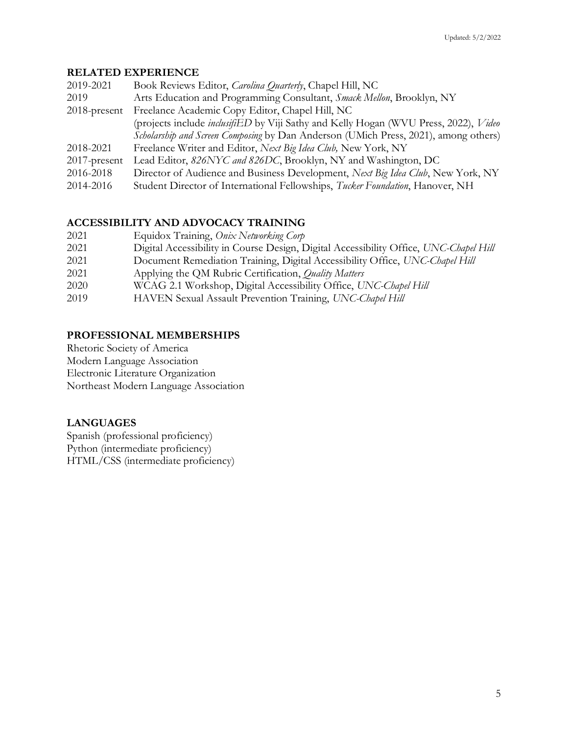Updated: 5/2/2022

## RELATED EXPERIENCE

| | |
|---|---|
| 2019-2021 | Book Reviews Editor, *Carolina Quarterly*, Chapel Hill, NC |
| 2019 | Arts Education and Programming Consultant, *Smack Mellon*, Brooklyn, NY |
| 2018-present | Freelance Academic Copy Editor, Chapel Hill, NC (projects include *inclusifiED* by Viji Sathy and Kelly Hogan (WVU Press, 2022), *Video Scholarship and Screen Composing* by Dan Anderson (UMich Press, 2021), among others) |
| 2018-2021 | Freelance Writer and Editor, *Next Big Idea Club,* New York, NY |
| 2017-present | Lead Editor, *826NYC and 826DC*, Brooklyn, NY and Washington, DC |
| 2016-2018 | Director of Audience and Business Development, *Next Big Idea Club*, New York, NY |
| 2014-2016 | Student Director of International Fellowships, *Tucker Foundation*, Hanover, NH |

## ACCESSIBILITY AND ADVOCACY TRAINING

| | |
|---|---|
| 2021 | Equidox Training, *Onix Networking Corp* |
| 2021 | Digital Accessibility in Course Design, Digital Accessibility Office, *UNC-Chapel Hill* |
| 2021 | Document Remediation Training, Digital Accessibility Office, *UNC-Chapel Hill* |
| 2021 | Applying the QM Rubric Certification, *Quality Matters* |
| 2020 | WCAG 2.1 Workshop, Digital Accessibility Office, *UNC-Chapel Hill* |
| 2019 | HAVEN Sexual Assault Prevention Training, *UNC-Chapel Hill* |

## PROFESSIONAL MEMBERSHIPS

Rhetoric Society of America
Modern Language Association
Electronic Literature Organization
Northeast Modern Language Association

## LANGUAGES

Spanish (professional proficiency)
Python (intermediate proficiency)
HTML/CSS (intermediate proficiency)